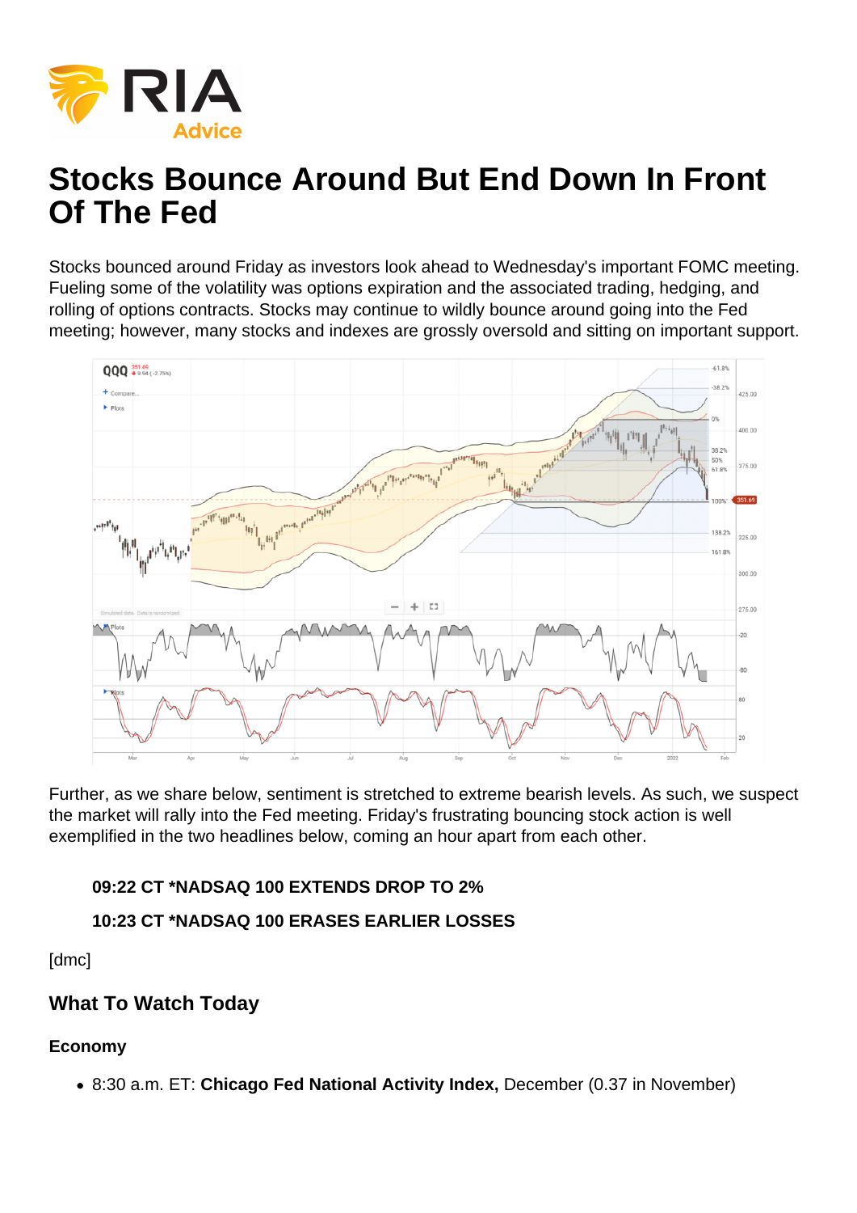# Stocks Bounce Around But End Down In Front Of The Fed

Stocks bounced around Friday as investors look ahead to Wednesday's important FOMC meeting. Fueling some of the volatility was options expiration and the associated trading, hedging, and rolling of options contracts. Stocks may continue to wildly bounce around going into the Fed meeting; however, many stocks and indexes are grossly oversold and sitting on important support.

Further, as we share below, sentiment is stretched to extreme bearish levels. As such, we suspect the market will rally into the Fed meeting. Friday's frustrating bouncing stock action is well exemplified in the two headlines below, coming an hour apart from each other.

> **09:22 CT *NADSAQ 100 EXTENDS DROP TO 2%**
>
> **10:23 CT *NADSAQ 100 ERASES EARLIER LOSSES**

[dmc]

## What To Watch Today

### Economy

- 8:30 a.m. ET: **Chicago Fed National Activity Index,** December (0.37 in November)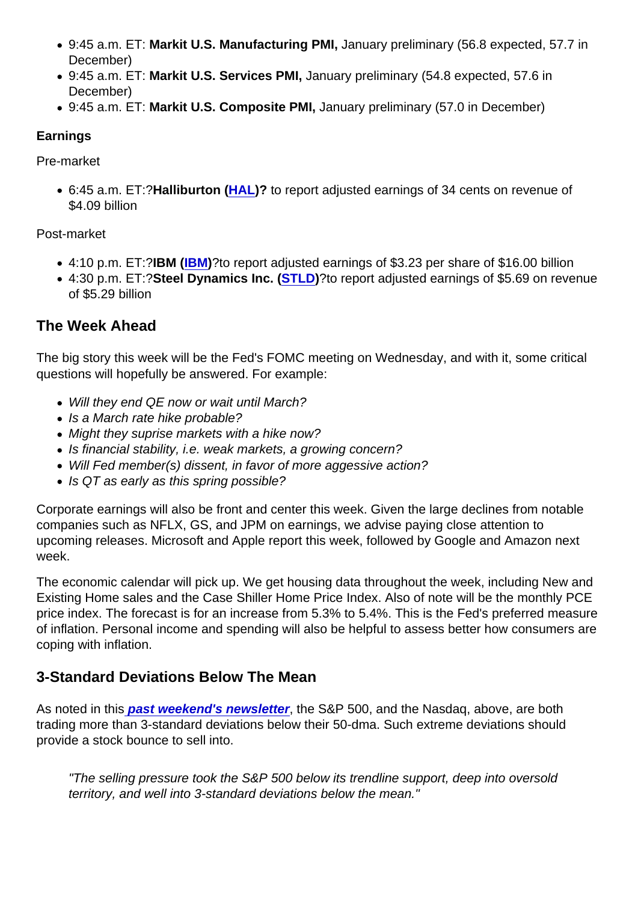- 9:45 a.m. ET: **Markit U.S. Manufacturing PMI,** January preliminary (56.8 expected, 57.7 in December)
- 9:45 a.m. ET: **Markit U.S. Services PMI,** January preliminary (54.8 expected, 57.6 in December)
- 9:45 a.m. ET: **Markit U.S. Composite PMI,** January preliminary (57.0 in December)

**Earnings**

Pre-market

- 6:45 a.m. ET:?**Halliburton (HAL)?** to report adjusted earnings of 34 cents on revenue of $4.09 billion

Post-market

- 4:10 p.m. ET:?**IBM (IBM)**?to report adjusted earnings of $3.23 per share of $16.00 billion
- 4:30 p.m. ET:?**Steel Dynamics Inc. (STLD)**?to report adjusted earnings of $5.69 on revenue of $5.29 billion

## The Week Ahead

The big story this week will be the Fed's FOMC meeting on Wednesday, and with it, some critical questions will hopefully be answered. For example:

- *Will they end QE now or wait until March?*
- *Is a March rate hike probable?*
- *Might they suprise markets with a hike now?*
- *Is financial stability, i.e. weak markets, a growing concern?*
- *Will Fed member(s) dissent, in favor of more aggesive action?*
- *Is QT as early as this spring possible?*

Corporate earnings will also be front and center this week. Given the large declines from notable companies such as NFLX, GS, and JPM on earnings, we advise paying close attention to upcoming releases. Microsoft and Apple report this week, followed by Google and Amazon next week.

The economic calendar will pick up. We get housing data throughout the week, including New and Existing Home sales and the Case Shiller Home Price Index. Also of note will be the monthly PCE price index. The forecast is for an increase from 5.3% to 5.4%. This is the Fed's preferred measure of inflation. Personal income and spending will also be helpful to assess better how consumers are coping with inflation.

## 3-Standard Deviations Below The Mean

As noted in this ***past weekend's newsletter***, the S&P 500, and the Nasdaq, above, are both trading more than 3-standard deviations below their 50-dma. Such extreme deviations should provide a stock bounce to sell into.

> *"The selling pressure took the S&P 500 below its trendline support, deep into oversold territory, and well into 3-standard deviations below the mean."*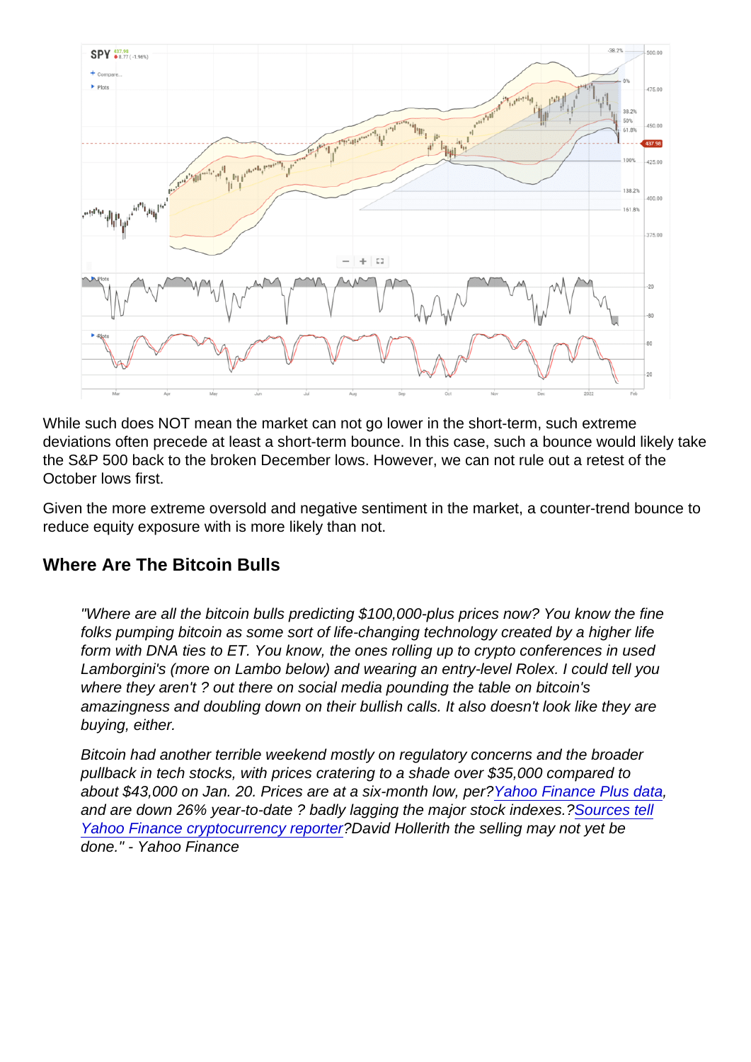While such does NOT mean the market can not go lower in the short-term, such extreme deviations often precede at least a short-term bounce. In this case, such a bounce would likely take the S&P 500 back to the broken December lows. However, we can not rule out a retest of the October lows first.

Given the more extreme oversold and negative sentiment in the market, a counter-trend bounce to reduce equity exposure with is more likely than not.

## Where Are The Bitcoin Bulls

> "Where are all the bitcoin bulls predicting $100,000-plus prices now? You know the fine folks pumping bitcoin as some sort of life-changing technology created by a higher life form with DNA ties to ET. You know, the ones rolling up to crypto conferences in used Lamborgini's (more on Lambo below) and wearing an entry-level Rolex. I could tell you where they aren't ? out there on social media pounding the table on bitcoin's amazingness and doubling down on their bullish calls. It also doesn't look like they are buying, either.
>
> Bitcoin had another terrible weekend mostly on regulatory concerns and the broader pullback in tech stocks, with prices cratering to a shade over $35,000 compared to about $43,000 on Jan. 20. Prices are at a six-month low, per?Yahoo Finance Plus data, and are down 26% year-to-date ? badly lagging the major stock indexes.?Sources tell Yahoo Finance cryptocurrency reporter?David Hollerith the selling may not yet be done." - Yahoo Finance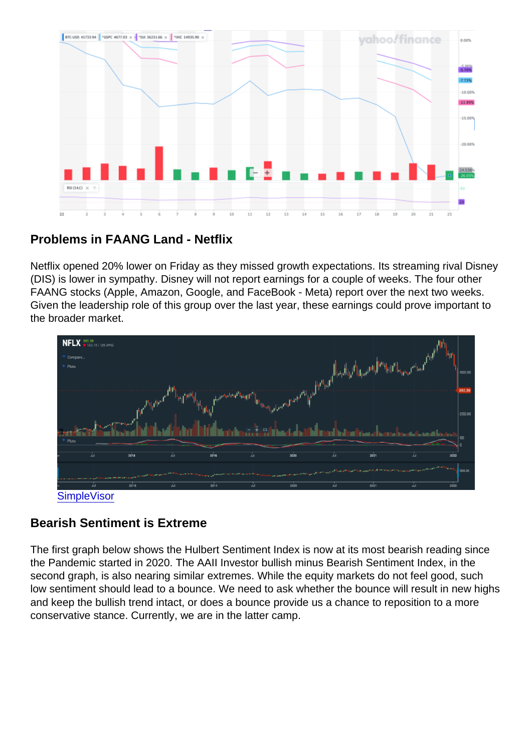## Problems in FAANG Land - Netflix

Netflix opened 20% lower on Friday as they missed growth expectations. Its streaming rival Disney (DIS) is lower in sympathy. Disney will not report earnings for a couple of weeks. The four other FAANG stocks (Apple, Amazon, Google, and FaceBook - Meta) report over the next two weeks. Given the leadership role of this group over the last year, these earnings could prove important to the broader market.

SimpleVisor

## Bearish Sentiment is Extreme

The first graph below shows the Hulbert Sentiment Index is now at its most bearish reading since the Pandemic started in 2020. The AAII Investor bullish minus Bearish Sentiment Index, in the second graph, is also nearing similar extremes. While the equity markets do not feel good, such low sentiment should lead to a bounce. We need to ask whether the bounce will result in new highs and keep the bullish trend intact, or does a bounce provide us a chance to reposition to a more conservative stance. Currently, we are in the latter camp.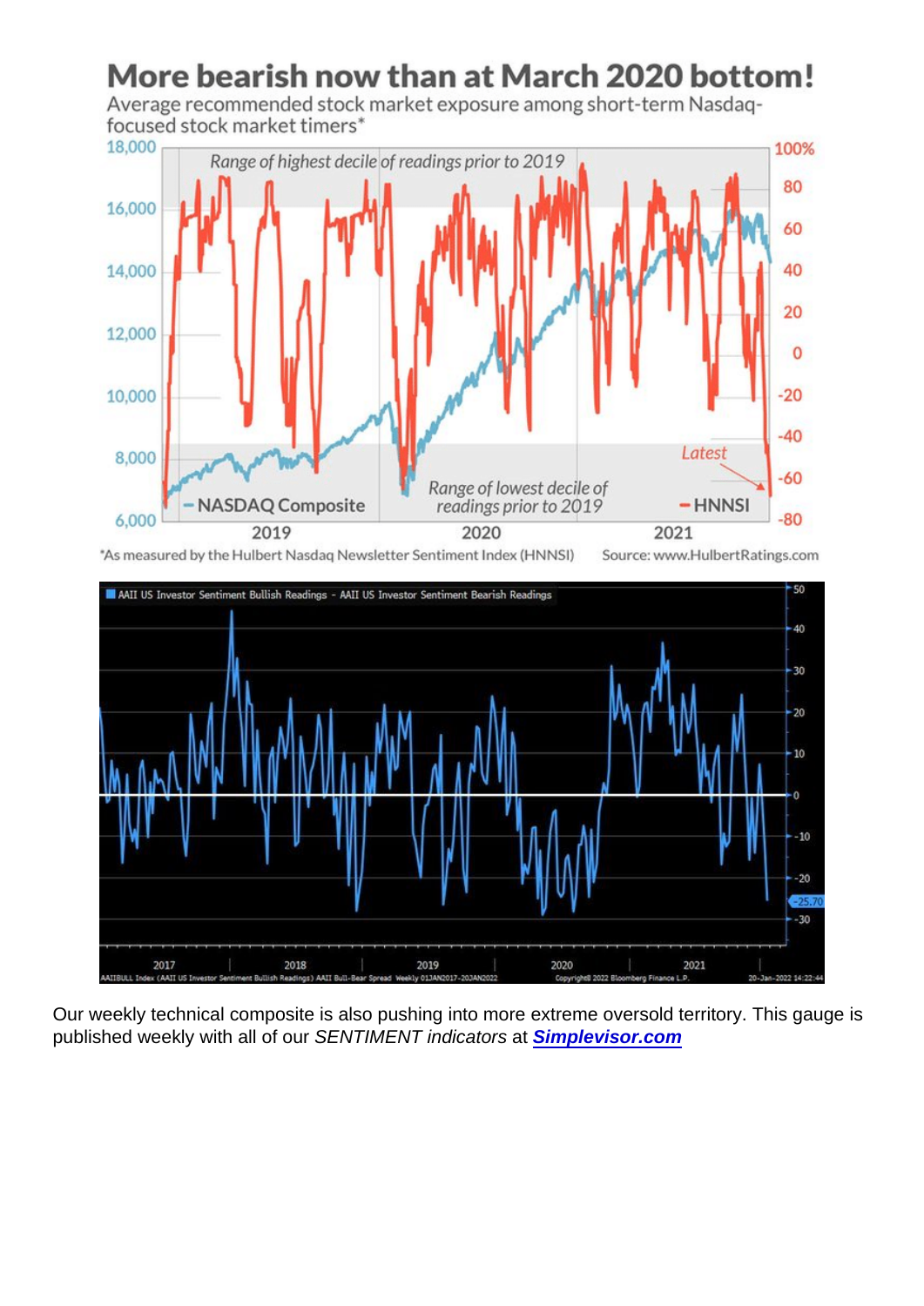Our weekly technical composite is also pushing into more extreme oversold territory. This gauge is published weekly with all of our *SENTIMENT indicators* at ***Simplevisor.com***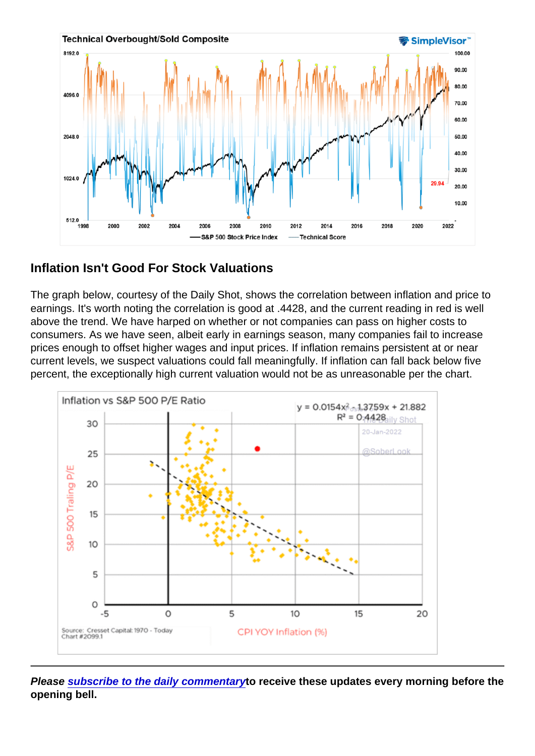Technical Overbought/Sold Composite

SimpleVisor™

8192.0
4096.0
2048.0
1024.0
512.0

100.00
90.00
80.00
70.00
60.00
50.00
40.00
30.00
20.00
10.00

29.94

1998 2000 2002 2004 2006 2008 2010 2012 2014 2016 2018 2020 2022

S&P 500 Stock Price Index — Technical Score

## Inflation Isn't Good For Stock Valuations

The graph below, courtesy of the Daily Shot, shows the correlation between inflation and price to earnings. It's worth noting the correlation is good at .4428, and the current reading in red is well above the trend. We have harped on whether or not companies can pass on higher costs to consumers. As we have seen, albeit early in earnings season, many companies fail to increase prices enough to offset higher wages and input prices. If inflation remains persistent at or near current levels, we suspect valuations could fall meaningfully. If inflation can fall back below five percent, the exceptionally high current valuation would not be as unreasonable per the chart.

Inflation vs S&P 500 P/E Ratio

$y = 0.0154x^2 - 1.3759x + 21.882$

$R^2 = 0.4428$

The Daily Shot

20-Jan-2022

@SoberLook

S&P 500 Traling P/E

30
25
20
15
10
5
0

-5 0 5 10 15 20

CPI YOY Inflation (%)

Source: Cresset Capital: 1970 - Today
Chart #2099.1

---

***Please [subscribe to the daily commentary](#)* to receive these updates every morning before the opening bell.**